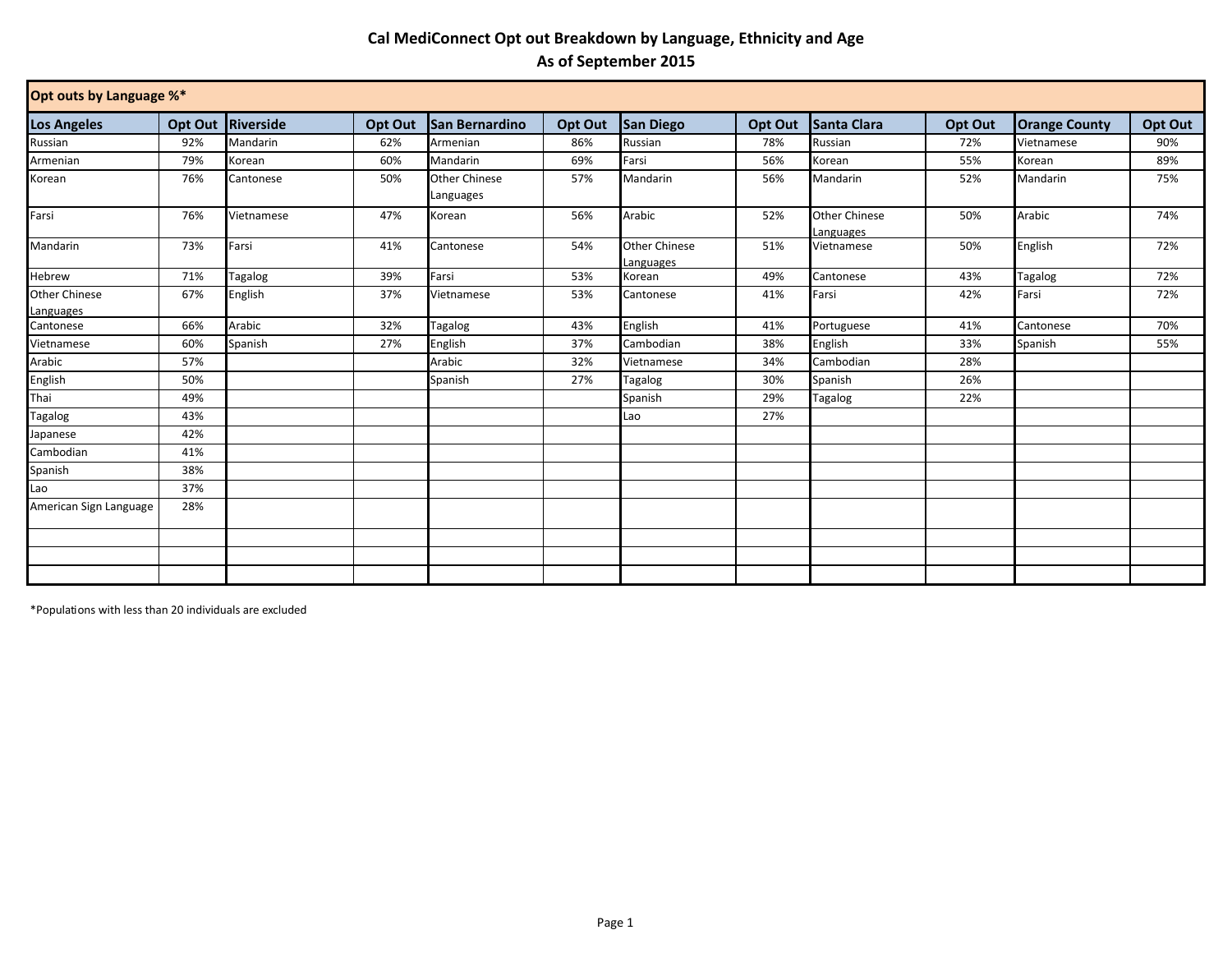# Cal MediConnect Opt out Breakdown by Language, Ethnicity and Age
## As of September 2015

| Opt outs by Language %* | | | | | | | | | | | |
|---|---|---|---|---|---|---|---|---|---|---|---|
| **Los Angeles** | **Opt Out** | **Riverside** | **Opt Out** | **San Bernardino** | **Opt Out** | **San Diego** | **Opt Out** | **Santa Clara** | **Opt Out** | **Orange County** | **Opt Out** |
| Russian | 92% | Mandarin | 62% | Armenian | 86% | Russian | 78% | Russian | 72% | Vietnamese | 90% |
| Armenian | 79% | Korean | 60% | Mandarin | 69% | Farsi | 56% | Korean | 55% | Korean | 89% |
| Korean | 76% | Cantonese | 50% | Other Chinese Languages | 57% | Mandarin | 56% | Mandarin | 52% | Mandarin | 75% |
| Farsi | 76% | Vietnamese | 47% | Korean | 56% | Arabic | 52% | Other Chinese Languages | 50% | Arabic | 74% |
| Mandarin | 73% | Farsi | 41% | Cantonese | 54% | Other Chinese Languages | 51% | Vietnamese | 50% | English | 72% |
| Hebrew | 71% | Tagalog | 39% | Farsi | 53% | Korean | 49% | Cantonese | 43% | Tagalog | 72% |
| Other Chinese Languages | 67% | English | 37% | Vietnamese | 53% | Cantonese | 41% | Farsi | 42% | Farsi | 72% |
| Cantonese | 66% | Arabic | 32% | Tagalog | 43% | English | 41% | Portuguese | 41% | Cantonese | 70% |
| Vietnamese | 60% | Spanish | 27% | English | 37% | Cambodian | 38% | English | 33% | Spanish | 55% |
| Arabic | 57% | | | Arabic | 32% | Vietnamese | 34% | Cambodian | 28% | | |
| English | 50% | | | Spanish | 27% | Tagalog | 30% | Spanish | 26% | | |
| Thai | 49% | | | | | Spanish | 29% | Tagalog | 22% | | |
| Tagalog | 43% | | | | | Lao | 27% | | | | |
| Japanese | 42% | | | | | | | | | | |
| Cambodian | 41% | | | | | | | | | | |
| Spanish | 38% | | | | | | | | | | |
| Lao | 37% | | | | | | | | | | |
| American Sign Language | 28% | | | | | | | | | | |

*Populations with less than 20 individuals are excluded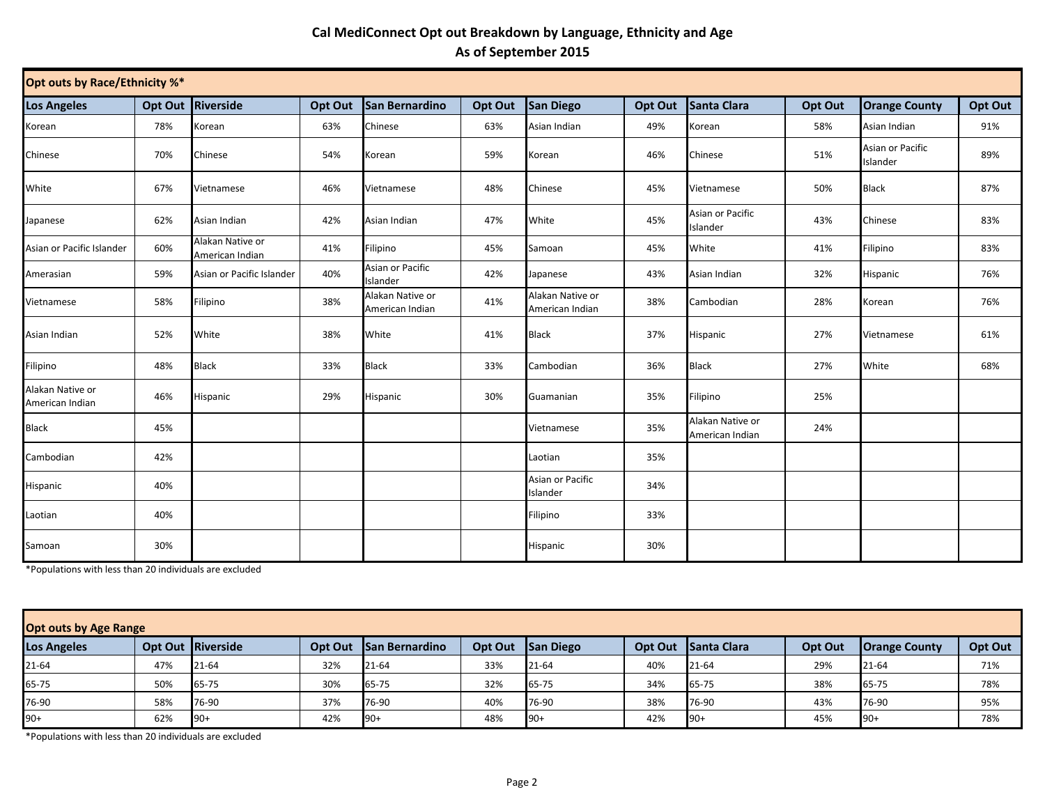# Cal MediConnect Opt out Breakdown by Language, Ethnicity and Age
## As of September 2015

| Opt outs by Race/Ethnicity %* | | | | | | | | | | | |
|---|---|---|---|---|---|---|---|---|---|---|---|
| **Los Angeles** | **Opt Out** | **Riverside** | **Opt Out** | **San Bernardino** | **Opt Out** | **San Diego** | **Opt Out** | **Santa Clara** | **Opt Out** | **Orange County** | **Opt Out** |
| Korean | 78% | Korean | 63% | Chinese | 63% | Asian Indian | 49% | Korean | 58% | Asian Indian | 91% |
| Chinese | 70% | Chinese | 54% | Korean | 59% | Korean | 46% | Chinese | 51% | Asian or Pacific Islander | 89% |
| White | 67% | Vietnamese | 46% | Vietnamese | 48% | Chinese | 45% | Vietnamese | 50% | Black | 87% |
| Japanese | 62% | Asian Indian | 42% | Asian Indian | 47% | White | 45% | Asian or Pacific Islander | 43% | Chinese | 83% |
| Asian or Pacific Islander | 60% | Alakan Native or American Indian | 41% | Filipino | 45% | Samoan | 45% | White | 41% | Filipino | 83% |
| Amerasian | 59% | Asian or Pacific Islander | 40% | Asian or Pacific Islander | 42% | Japanese | 43% | Asian Indian | 32% | Hispanic | 76% |
| Vietnamese | 58% | Filipino | 38% | Alakan Native or American Indian | 41% | Alakan Native or American Indian | 38% | Cambodian | 28% | Korean | 76% |
| Asian Indian | 52% | White | 38% | White | 41% | Black | 37% | Hispanic | 27% | Vietnamese | 61% |
| Filipino | 48% | Black | 33% | Black | 33% | Cambodian | 36% | Black | 27% | White | 68% |
| Alakan Native or American Indian | 46% | Hispanic | 29% | Hispanic | 30% | Guamanian | 35% | Filipino | 25% | | |
| Black | 45% | | | | | Vietnamese | 35% | Alakan Native or American Indian | 24% | | |
| Cambodian | 42% | | | | | Laotian | 35% | | | | |
| Hispanic | 40% | | | | | Asian or Pacific Islander | 34% | | | | |
| Laotian | 40% | | | | | Filipino | 33% | | | | |
| Samoan | 30% | | | | | Hispanic | 30% | | | | |

*Populations with less than 20 individuals are excluded

| Opt outs by Age Range | | | | | | | | | | | |
|---|---|---|---|---|---|---|---|---|---|---|---|
| **Los Angeles** | **Opt Out** | **Riverside** | **Opt Out** | **San Bernardino** | **Opt Out** | **San Diego** | **Opt Out** | **Santa Clara** | **Opt Out** | **Orange County** | **Opt Out** |
| 21-64 | 47% | 21-64 | 32% | 21-64 | 33% | 21-64 | 40% | 21-64 | 29% | 21-64 | 71% |
| 65-75 | 50% | 65-75 | 30% | 65-75 | 32% | 65-75 | 34% | 65-75 | 38% | 65-75 | 78% |
| 76-90 | 58% | 76-90 | 37% | 76-90 | 40% | 76-90 | 38% | 76-90 | 43% | 76-90 | 95% |
| 90+ | 62% | 90+ | 42% | 90+ | 48% | 90+ | 42% | 90+ | 45% | 90+ | 78% |

*Populations with less than 20 individuals are excluded